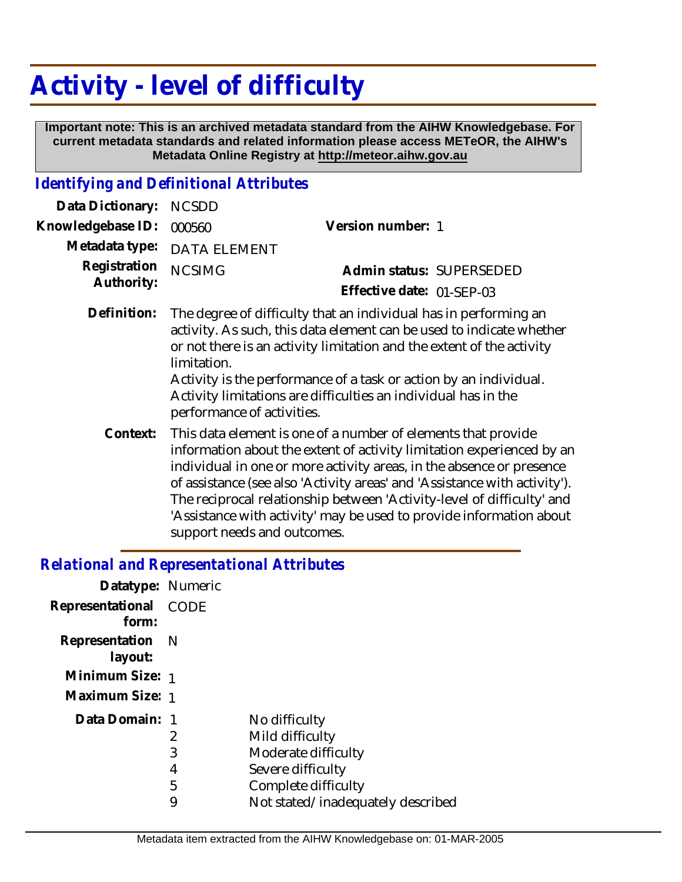# Activity - level of difficulty

**Important note: This is an archived metadata standard from the AIHW Knowledgebase. For current metadata standards and related information please access METeOR, the AIHW's Metadata Online Registry at http://meteor.aihw.gov.au**

## *Identifying and Definitional Attributes*

**Data Dictionary:** NCSDD

**Knowledgebase ID:** 000560

**Version number:** 1

**Metadata type:** DATA ELEMENT

**Registration Authority:** NCSIMG

**Admin status:** SUPERSEDED

**Effective date:** 01-SEP-03

**Definition:** The degree of difficulty that an individual has in performing an activity. As such, this data element can be used to indicate whether or not there is an activity limitation and the extent of the activity limitation.
Activity is the performance of a task or action by an individual. Activity limitations are difficulties an individual has in the performance of activities.

**Context:** This data element is one of a number of elements that provide information about the extent of activity limitation experienced by an individual in one or more activity areas, in the absence or presence of assistance (see also 'Activity areas' and 'Assistance with activity'). The reciprocal relationship between 'Activity-level of difficulty' and 'Assistance with activity' may be used to provide information about support needs and outcomes.

## *Relational and Representational Attributes*

**Datatype:** Numeric

**Representational form:** CODE

**Representation layout:** N

**Minimum Size:** 1

**Maximum Size:** 1

**Data Domain:**

| Code | Description |
|---|---|
| 1 | No difficulty |
| 2 | Mild difficulty |
| 3 | Moderate difficulty |
| 4 | Severe difficulty |
| 5 | Complete difficulty |
| 9 | Not stated/inadequately described |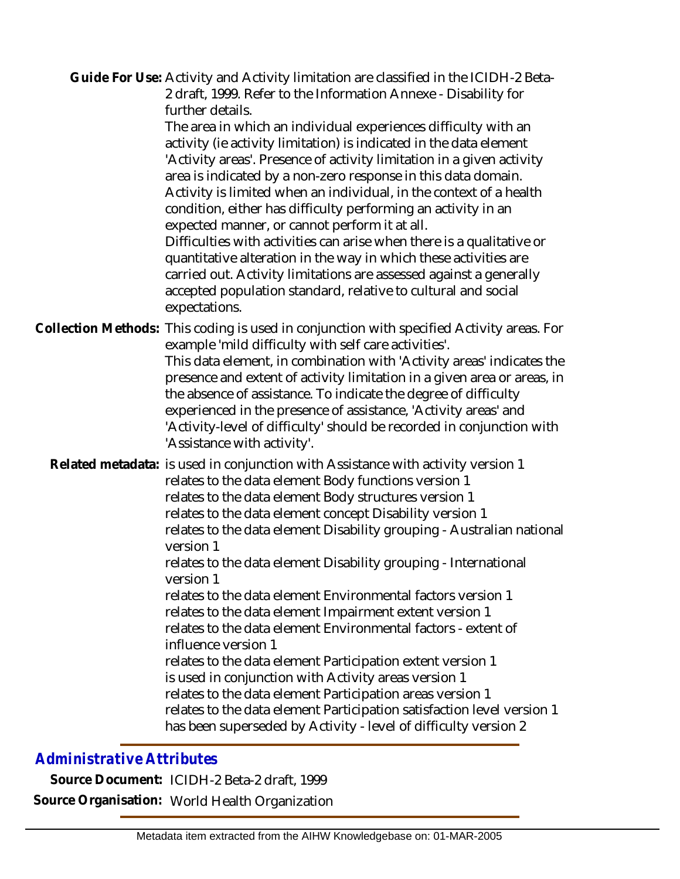**Guide For Use:** Activity and Activity limitation are classified in the ICIDH-2 Beta-2 draft, 1999. Refer to the Information Annexe - Disability for further details.

The area in which an individual experiences difficulty with an activity (ie activity limitation) is indicated in the data element 'Activity areas'. Presence of activity limitation in a given activity area is indicated by a non-zero response in this data domain.

Activity is limited when an individual, in the context of a health condition, either has difficulty performing an activity in an expected manner, or cannot perform it at all.

Difficulties with activities can arise when there is a qualitative or quantitative alteration in the way in which these activities are carried out. Activity limitations are assessed against a generally accepted population standard, relative to cultural and social expectations.

**Collection Methods:** This coding is used in conjunction with specified Activity areas. For example 'mild difficulty with self care activities'.

This data element, in combination with 'Activity areas' indicates the presence and extent of activity limitation in a given area or areas, in the absence of assistance. To indicate the degree of difficulty experienced in the presence of assistance, 'Activity areas' and 'Activity-level of difficulty' should be recorded in conjunction with 'Assistance with activity'.

**Related metadata:** is used in conjunction with Assistance with activity version 1
relates to the data element Body functions version 1
relates to the data element Body structures version 1
relates to the data element concept Disability version 1
relates to the data element Disability grouping - Australian national version 1
relates to the data element Disability grouping - International version 1
relates to the data element Environmental factors version 1
relates to the data element Impairment extent version 1
relates to the data element Environmental factors - extent of influence version 1
relates to the data element Participation extent version 1
is used in conjunction with Activity areas version 1
relates to the data element Participation areas version 1
relates to the data element Participation satisfaction level version 1
has been superseded by Activity - level of difficulty version 2

## *Administrative Attributes*

**Source Document:** ICIDH-2 Beta-2 draft, 1999

**Source Organisation:** World Health Organization

Metadata item extracted from the AIHW Knowledgebase on: 01-MAR-2005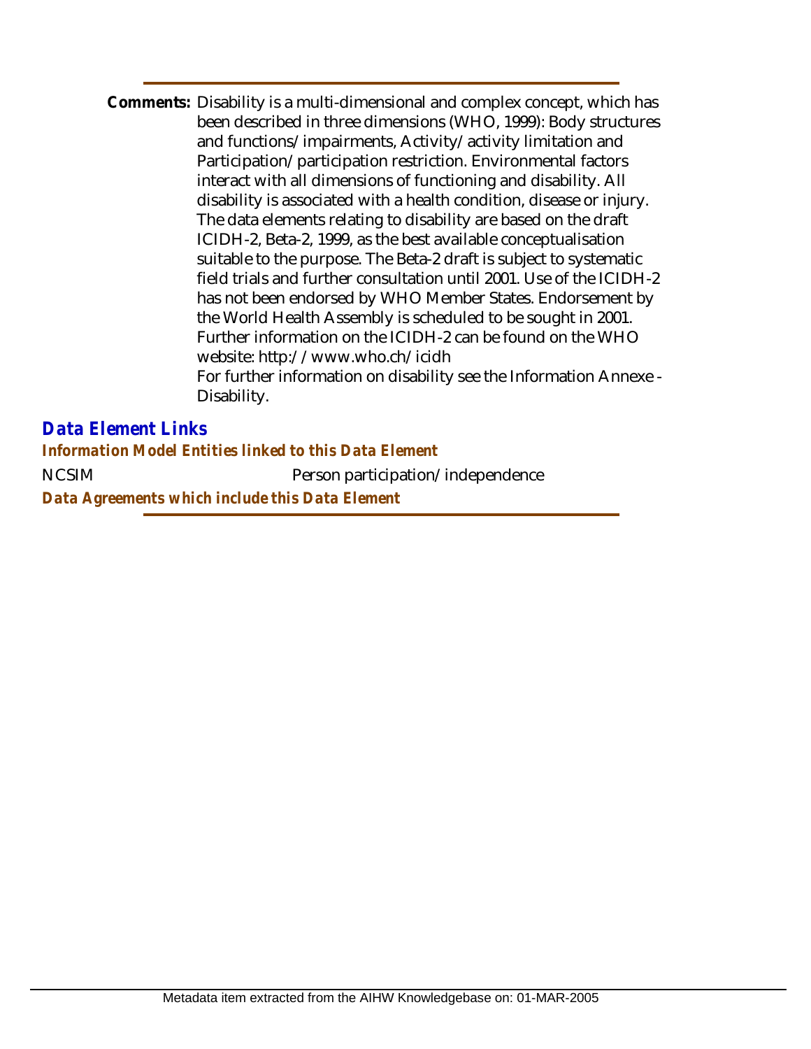**Comments:** Disability is a multi-dimensional and complex concept, which has been described in three dimensions (WHO, 1999): Body structures and functions/impairments, Activity/activity limitation and Participation/participation restriction. Environmental factors interact with all dimensions of functioning and disability. All disability is associated with a health condition, disease or injury. The data elements relating to disability are based on the draft ICIDH-2, Beta-2, 1999, as the best available conceptualisation suitable to the purpose. The Beta-2 draft is subject to systematic field trials and further consultation until 2001. Use of the ICIDH-2 has not been endorsed by WHO Member States. Endorsement by the World Health Assembly is scheduled to be sought in 2001. Further information on the ICIDH-2 can be found on the WHO website: http://www.who.ch/icidh
For further information on disability see the Information Annexe - Disability.

## Data Element Links

### Information Model Entities linked to this Data Element

NCSIM — Person participation/independence

### Data Agreements which include this Data Element

Metadata item extracted from the AIHW Knowledgebase on: 01-MAR-2005